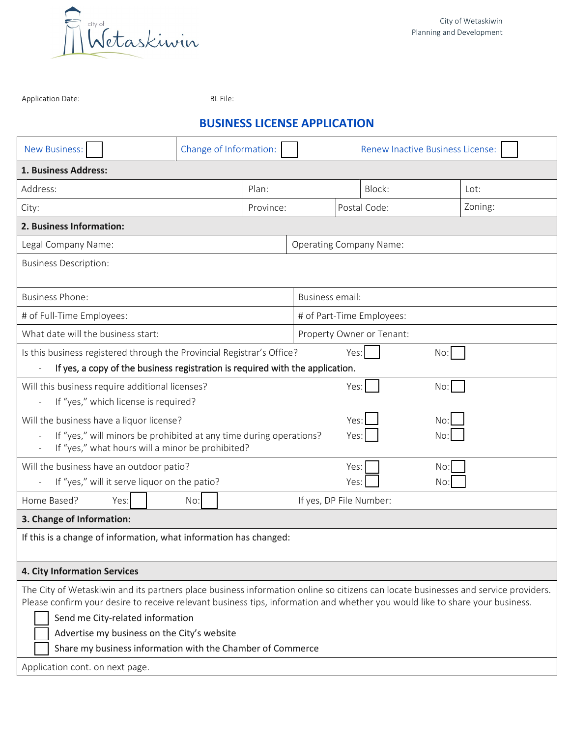City of Wetaskiwin
Planning and Development

Application Date: BL File:

## BUSINESS LICENSE APPLICATION

| New Business: ☐ | Change of Information: ☐ | Renew Inactive Business License: ☐ |
|---|---|---|

**1. Business Address:**

| | | | |
|---|---|---|---|
| Address: | Plan: | Block: | Lot: |
| City: | Province: | Postal Code: | Zoning: |

**2. Business Information:**

| | |
|---|---|
| Legal Company Name: | Operating Company Name: |
| Business Description: | |
| Business Phone: | Business email: |
| # of Full-Time Employees: | # of Part-Time Employees: |
| What date will the business start: | Property Owner or Tenant: |

Is this business registered through the Provincial Registrar's Office? Yes: ☐ No: ☐

- If yes, a copy of the business registration is required with the application.

Will this business require additional licenses? Yes: ☐ No: ☐

- If "yes," which license is required?

Will the business have a liquor license? Yes: ☐ No: ☐

- If "yes," will minors be prohibited at any time during operations? Yes: ☐ No: ☐
- If "yes," what hours will a minor be prohibited?

Will the business have an outdoor patio? Yes: ☐ No: ☐

- If "yes," will it serve liquor on the patio? Yes: ☐ No: ☐

Home Based? Yes: ☐ No: ☐ If yes, DP File Number:

**3. Change of Information:**

If this is a change of information, what information has changed:

**4. City Information Services**

The City of Wetaskiwin and its partners place business information online so citizens can locate businesses and service providers. Please confirm your desire to receive relevant business tips, information and whether you would like to share your business.

- ☐ Send me City-related information
- ☐ Advertise my business on the City's website
- ☐ Share my business information with the Chamber of Commerce

Application cont. on next page.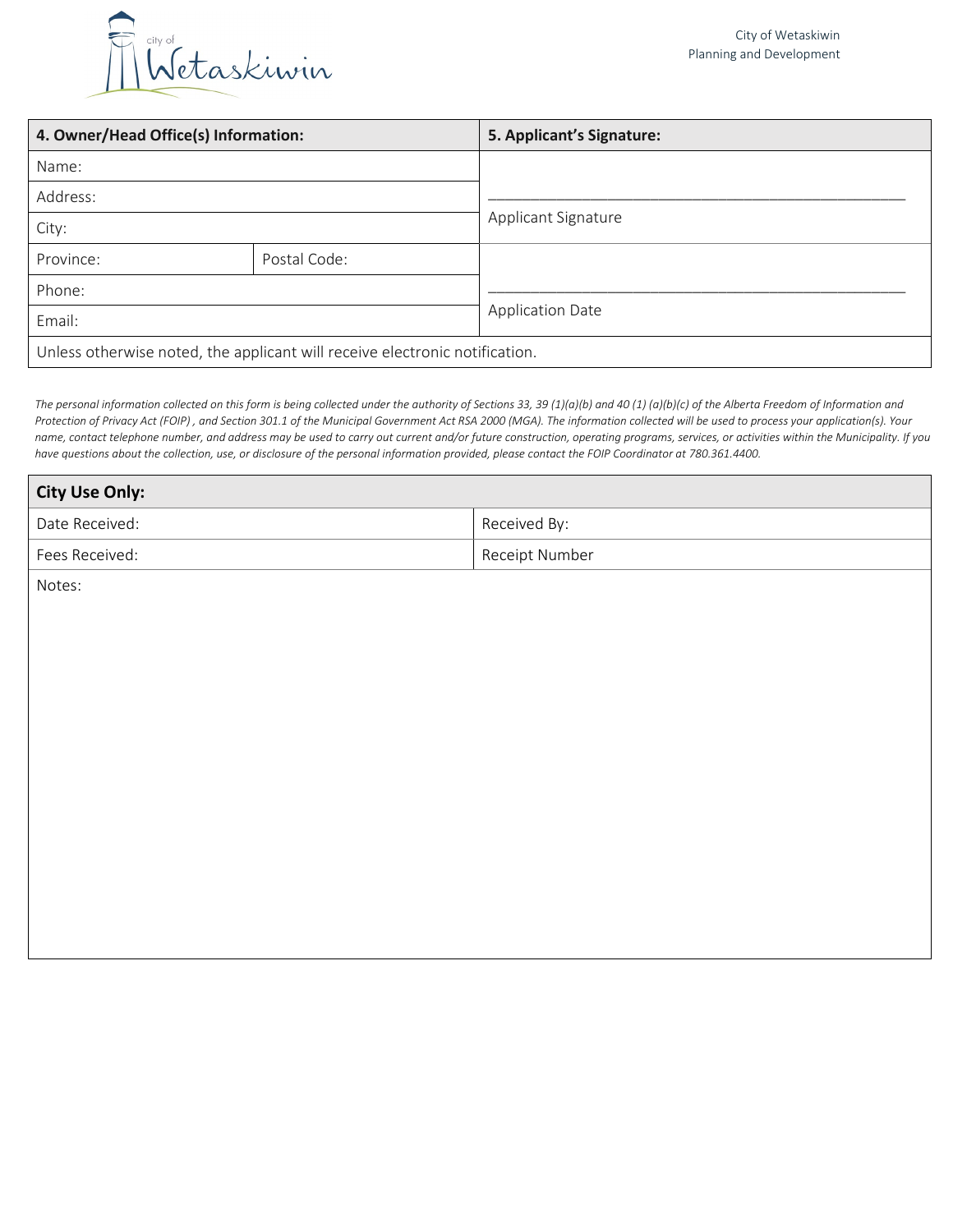| 4. Owner/Head Office(s) Information: | | 5. Applicant's Signature: |
|---|---|---|
| Name: | | |
| Address: | | ___________________________________ |
| City: | | Applicant Signature |
| Province: | Postal Code: | |
| Phone: | | ___________________________________ |
| Email: | | Application Date |
| Unless otherwise noted, the applicant will receive electronic notification. | | |

*The personal information collected on this form is being collected under the authority of Sections 33, 39 (1)(a)(b) and 40 (1) (a)(b)(c) of the Alberta Freedom of Information and Protection of Privacy Act (FOIP) , and Section 301.1 of the Municipal Government Act RSA 2000 (MGA). The information collected will be used to process your application(s). Your name, contact telephone number, and address may be used to carry out current and/or future construction, operating programs, services, or activities within the Municipality. If you have questions about the collection, use, or disclosure of the personal information provided, please contact the FOIP Coordinator at 780.361.4400.*

| City Use Only: | |
|---|---|
| Date Received: | Received By: |
| Fees Received: | Receipt Number |
| Notes: | |